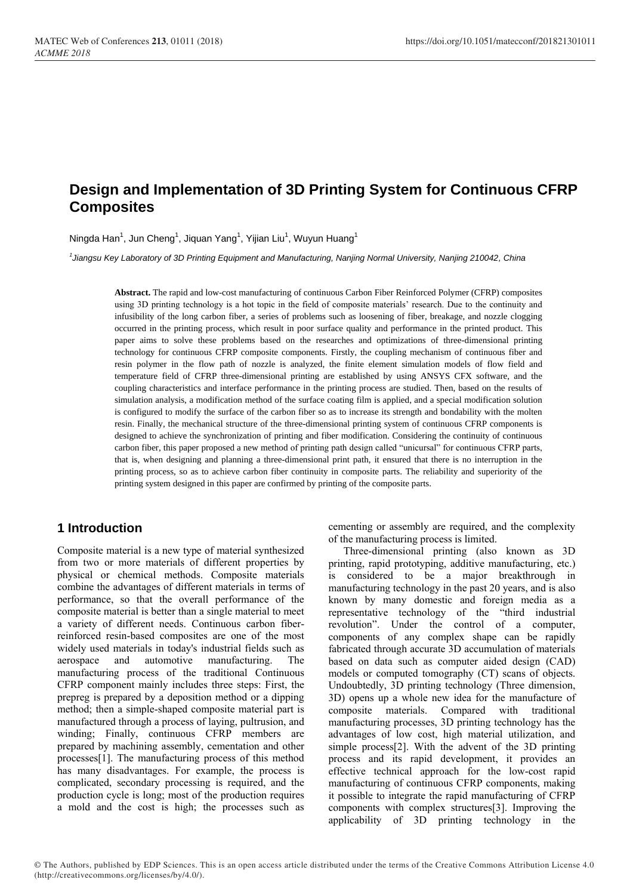# Design and Implementation of 3D Printing System for Continuous CFRP Composites

Ningda Han[1], Jun Cheng[1], Jiquan Yang[1], Yijian Liu[1], Wuyun Huang[1]

[1]*Jiangsu Key Laboratory of 3D Printing Equipment and Manufacturing, Nanjing Normal University, Nanjing 210042, China*

**Abstract.** The rapid and low-cost manufacturing of continuous Carbon Fiber Reinforced Polymer (CFRP) composites using 3D printing technology is a hot topic in the field of composite materials' research. Due to the continuity and infusibility of the long carbon fiber, a series of problems such as loosening of fiber, breakage, and nozzle clogging occurred in the printing process, which result in poor surface quality and performance in the printed product. This paper aims to solve these problems based on the researches and optimizations of three-dimensional printing technology for continuous CFRP composite components. Firstly, the coupling mechanism of continuous fiber and resin polymer in the flow path of nozzle is analyzed, the finite element simulation models of flow field and temperature field of CFRP three-dimensional printing are established by using ANSYS CFX software, and the coupling characteristics and interface performance in the printing process are studied. Then, based on the results of simulation analysis, a modification method of the surface coating film is applied, and a special modification solution is configured to modify the surface of the carbon fiber so as to increase its strength and bondability with the molten resin. Finally, the mechanical structure of the three-dimensional printing system of continuous CFRP components is designed to achieve the synchronization of printing and fiber modification. Considering the continuity of continuous carbon fiber, this paper proposed a new method of printing path design called "unicursal" for continuous CFRP parts, that is, when designing and planning a three-dimensional print path, it ensured that there is no interruption in the printing process, so as to achieve carbon fiber continuity in composite parts. The reliability and superiority of the printing system designed in this paper are confirmed by printing of the composite parts.

## 1 Introduction

Composite material is a new type of material synthesized from two or more materials of different properties by physical or chemical methods. Composite materials combine the advantages of different materials in terms of performance, so that the overall performance of the composite material is better than a single material to meet a variety of different needs. Continuous carbon fiber-reinforced resin-based composites are one of the most widely used materials in today's industrial fields such as aerospace and automotive manufacturing. The manufacturing process of the traditional Continuous CFRP component mainly includes three steps: First, the prepreg is prepared by a deposition method or a dipping method; then a simple-shaped composite material part is manufactured through a process of laying, pultrusion, and winding; Finally, continuous CFRP members are prepared by machining assembly, cementation and other processes[1]. The manufacturing process of this method has many disadvantages. For example, the process is complicated, secondary processing is required, and the production cycle is long; most of the production requires a mold and the cost is high; the processes such as cementing or assembly are required, and the complexity of the manufacturing process is limited.

Three-dimensional printing (also known as 3D printing, rapid prototyping, additive manufacturing, etc.) is considered to be a major breakthrough in manufacturing technology in the past 20 years, and is also known by many domestic and foreign media as a representative technology of the "third industrial revolution". Under the control of a computer, components of any complex shape can be rapidly fabricated through accurate 3D accumulation of materials based on data such as computer aided design (CAD) models or computed tomography (CT) scans of objects. Undoubtedly, 3D printing technology (Three dimension, 3D) opens up a whole new idea for the manufacture of composite materials. Compared with traditional manufacturing processes, 3D printing technology has the advantages of low cost, high material utilization, and simple process[2]. With the advent of the 3D printing process and its rapid development, it provides an effective technical approach for the low-cost rapid manufacturing of continuous CFRP components, making it possible to integrate the rapid manufacturing of CFRP components with complex structures[3]. Improving the applicability of 3D printing technology in the

© The Authors, published by EDP Sciences. This is an open access article distributed under the terms of the Creative Commons Attribution License 4.0 (http://creativecommons.org/licenses/by/4.0/).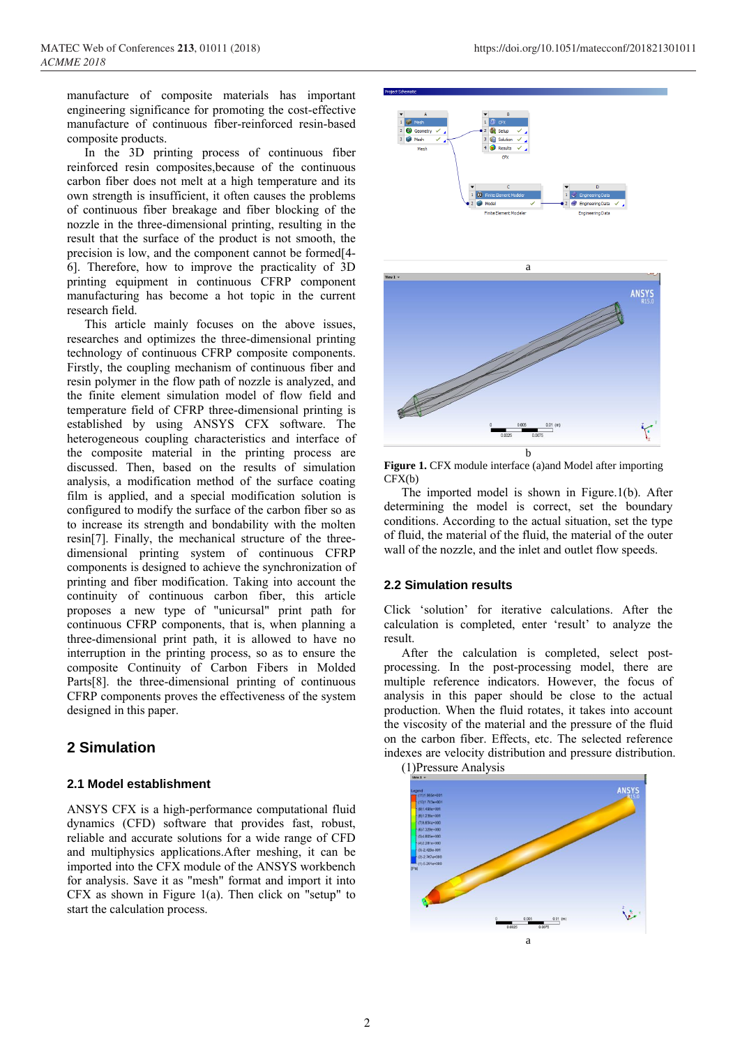manufacture of composite materials has important engineering significance for promoting the cost-effective manufacture of continuous fiber-reinforced resin-based composite products.

In the 3D printing process of continuous fiber reinforced resin composites,because of the continuous carbon fiber does not melt at a high temperature and its own strength is insufficient, it often causes the problems of continuous fiber breakage and fiber blocking of the nozzle in the three-dimensional printing, resulting in the result that the surface of the product is not smooth, the precision is low, and the component cannot be formed[4-6]. Therefore, how to improve the practicality of 3D printing equipment in continuous CFRP component manufacturing has become a hot topic in the current research field.

This article mainly focuses on the above issues, researches and optimizes the three-dimensional printing technology of continuous CFRP composite components. Firstly, the coupling mechanism of continuous fiber and resin polymer in the flow path of nozzle is analyzed, and the finite element simulation model of flow field and temperature field of CFRP three-dimensional printing is established by using ANSYS CFX software. The heterogeneous coupling characteristics and interface of the composite material in the printing process are discussed. Then, based on the results of simulation analysis, a modification method of the surface coating film is applied, and a special modification solution is configured to modify the surface of the carbon fiber so as to increase its strength and bondability with the molten resin[7]. Finally, the mechanical structure of the three-dimensional printing system of continuous CFRP components is designed to achieve the synchronization of printing and fiber modification. Taking into account the continuity of continuous carbon fiber, this article proposes a new type of "unicursal" print path for continuous CFRP components, that is, when planning a three-dimensional print path, it is allowed to have no interruption in the printing process, so as to ensure the composite Continuity of Carbon Fibers in Molded Parts[8]. the three-dimensional printing of continuous CFRP components proves the effectiveness of the system designed in this paper.

## 2 Simulation

### 2.1 Model establishment

ANSYS CFX is a high-performance computational fluid dynamics (CFD) software that provides fast, robust, reliable and accurate solutions for a wide range of CFD and multiphysics applications.After meshing, it can be imported into the CFX module of the ANSYS workbench for analysis. Save it as "mesh" format and import it into CFX as shown in Figure 1(a). Then click on "setup" to start the calculation process.

a

b

**Figure 1.** CFX module interface (a)and Model after importing CFX(b)

The imported model is shown in Figure.1(b). After determining the model is correct, set the boundary conditions. According to the actual situation, set the type of fluid, the material of the fluid, the material of the outer wall of the nozzle, and the inlet and outlet flow speeds.

### 2.2 Simulation results

Click 'solution' for iterative calculations. After the calculation is completed, enter 'result' to analyze the result.

After the calculation is completed, select post-processing. In the post-processing model, there are multiple reference indicators. However, the focus of analysis in this paper should be close to the actual production. When the fluid rotates, it takes into account the viscosity of the material and the pressure of the fluid on the carbon fiber. Effects, etc. The selected reference indexes are velocity distribution and pressure distribution.

(1)Pressure Analysis

a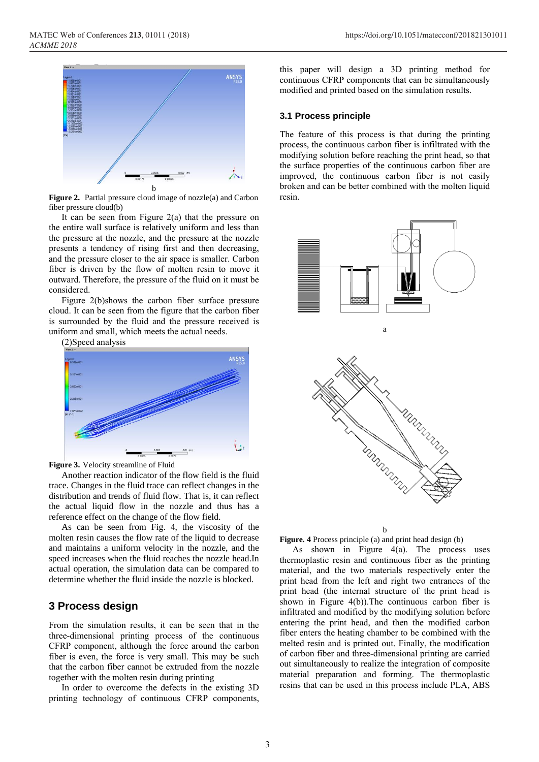b

**Figure 2.** Partial pressure cloud image of nozzle(a) and Carbon fiber pressure cloud(b)

It can be seen from Figure 2(a) that the pressure on the entire wall surface is relatively uniform and less than the pressure at the nozzle, and the pressure at the nozzle presents a tendency of rising first and then decreasing, and the pressure closer to the air space is smaller. Carbon fiber is driven by the flow of molten resin to move it outward. Therefore, the pressure of the fluid on it must be considered.

Figure 2(b)shows the carbon fiber surface pressure cloud. It can be seen from the figure that the carbon fiber is surrounded by the fluid and the pressure received is uniform and small, which meets the actual needs.

(2)Speed analysis

**Figure 3.** Velocity streamline of Fluid

Another reaction indicator of the flow field is the fluid trace. Changes in the fluid trace can reflect changes in the distribution and trends of fluid flow. That is, it can reflect the actual liquid flow in the nozzle and thus has a reference effect on the change of the flow field.

As can be seen from Fig. 4, the viscosity of the molten resin causes the flow rate of the liquid to decrease and maintains a uniform velocity in the nozzle, and the speed increases when the fluid reaches the nozzle head.In actual operation, the simulation data can be compared to determine whether the fluid inside the nozzle is blocked.

## 3 Process design

From the simulation results, it can be seen that in the three-dimensional printing process of the continuous CFRP component, although the force around the carbon fiber is even, the force is very small. This may be such that the carbon fiber cannot be extruded from the nozzle together with the molten resin during printing

In order to overcome the defects in the existing 3D printing technology of continuous CFRP components, this paper will design a 3D printing method for continuous CFRP components that can be simultaneously modified and printed based on the simulation results.

### 3.1 Process principle

The feature of this process is that during the printing process, the continuous carbon fiber is infiltrated with the modifying solution before reaching the print head, so that the surface properties of the continuous carbon fiber are improved, the continuous carbon fiber is not easily broken and can be better combined with the molten liquid resin.

a

b

**Figure. 4** Process principle (a) and print head design (b)

As shown in Figure 4(a). The process uses thermoplastic resin and continuous fiber as the printing material, and the two materials respectively enter the print head from the left and right two entrances of the print head (the internal structure of the print head is shown in Figure 4(b)).The continuous carbon fiber is infiltrated and modified by the modifying solution before entering the print head, and then the modified carbon fiber enters the heating chamber to be combined with the melted resin and is printed out. Finally, the modification of carbon fiber and three-dimensional printing are carried out simultaneously to realize the integration of composite material preparation and forming. The thermoplastic resins that can be used in this process include PLA, ABS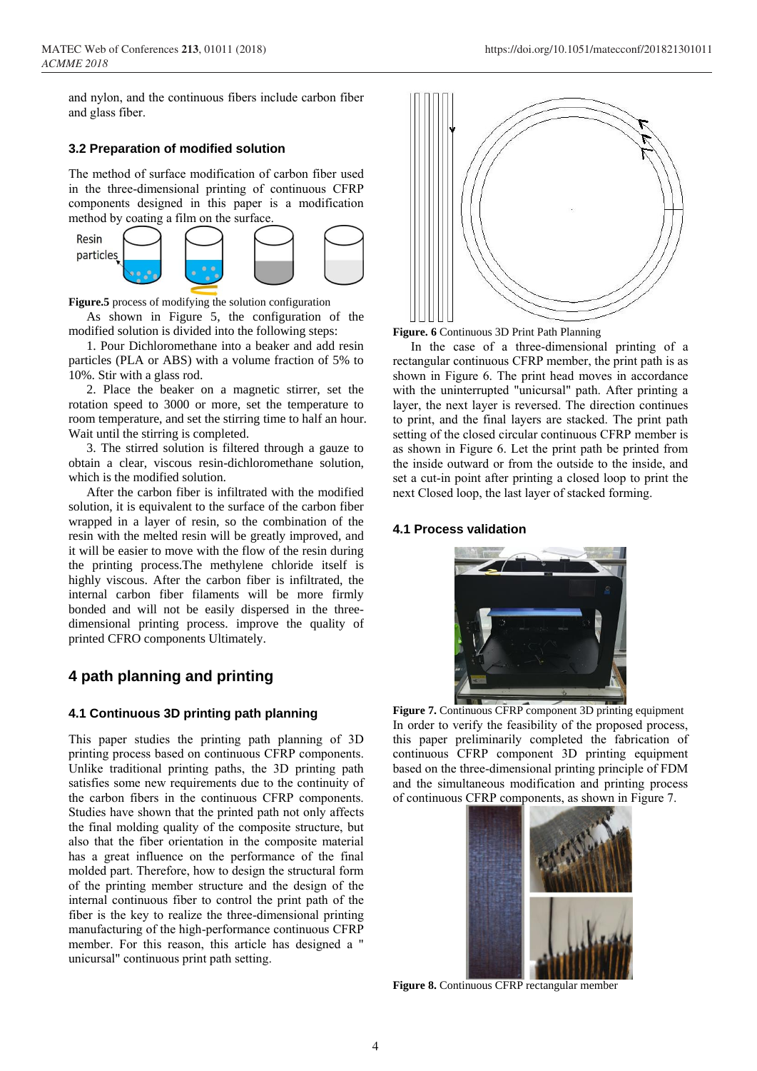and nylon, and the continuous fibers include carbon fiber and glass fiber.

### 3.2 Preparation of modified solution

The method of surface modification of carbon fiber used in the three-dimensional printing of continuous CFRP components designed in this paper is a modification method by coating a film on the surface.

Resin particles

**Figure.5** process of modifying the solution configuration

As shown in Figure 5, the configuration of the modified solution is divided into the following steps:

1. Pour Dichloromethane into a beaker and add resin particles (PLA or ABS) with a volume fraction of 5% to 10%. Stir with a glass rod.

2. Place the beaker on a magnetic stirrer, set the rotation speed to 3000 or more, set the temperature to room temperature, and set the stirring time to half an hour. Wait until the stirring is completed.

3. The stirred solution is filtered through a gauze to obtain a clear, viscous resin-dichloromethane solution, which is the modified solution.

After the carbon fiber is infiltrated with the modified solution, it is equivalent to the surface of the carbon fiber wrapped in a layer of resin, so the combination of the resin with the melted resin will be greatly improved, and it will be easier to move with the flow of the resin during the printing process.The methylene chloride itself is highly viscous. After the carbon fiber is infiltrated, the internal carbon fiber filaments will be more firmly bonded and will not be easily dispersed in the three-dimensional printing process. improve the quality of printed CFRO components Ultimately.

## 4 path planning and printing

### 4.1 Continuous 3D printing path planning

This paper studies the printing path planning of 3D printing process based on continuous CFRP components. Unlike traditional printing paths, the 3D printing path satisfies some new requirements due to the continuity of the carbon fibers in the continuous CFRP components. Studies have shown that the printed path not only affects the final molding quality of the composite structure, but also that the fiber orientation in the composite material has a great influence on the performance of the final molded part. Therefore, how to design the structural form of the printing member structure and the design of the internal continuous fiber to control the print path of the fiber is the key to realize the three-dimensional printing manufacturing of the high-performance continuous CFRP member. For this reason, this article has designed a " unicursal" continuous print path setting.

**Figure. 6** Continuous 3D Print Path Planning

In the case of a three-dimensional printing of a rectangular continuous CFRP member, the print path is as shown in Figure 6. The print head moves in accordance with the uninterrupted "unicursal" path. After printing a layer, the next layer is reversed. The direction continues to print, and the final layers are stacked. The print path setting of the closed circular continuous CFRP member is as shown in Figure 6. Let the print path be printed from the inside outward or from the outside to the inside, and set a cut-in point after printing a closed loop to print the next Closed loop, the last layer of stacked forming.

### 4.1 Process validation

**Figure 7.** Continuous CFRP component 3D printing equipment

In order to verify the feasibility of the proposed process, this paper preliminarily completed the fabrication of continuous CFRP component 3D printing equipment based on the three-dimensional printing principle of FDM and the simultaneous modification and printing process of continuous CFRP components, as shown in Figure 7.

**Figure 8.** Continuous CFRP rectangular member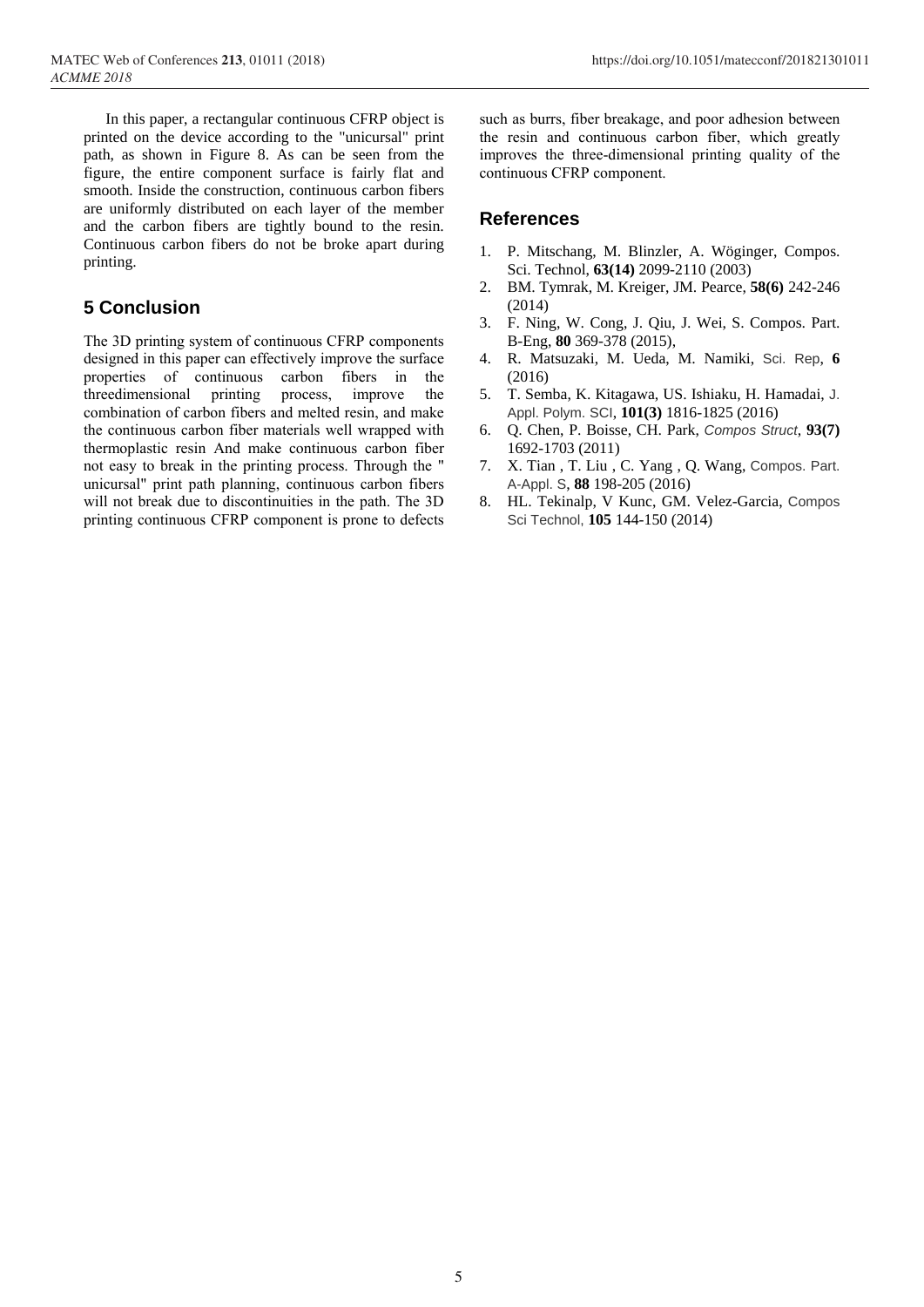In this paper, a rectangular continuous CFRP object is printed on the device according to the "unicursal" print path, as shown in Figure 8. As can be seen from the figure, the entire component surface is fairly flat and smooth. Inside the construction, continuous carbon fibers are uniformly distributed on each layer of the member and the carbon fibers are tightly bound to the resin. Continuous carbon fibers do not be broke apart during printing.

## 5 Conclusion

The 3D printing system of continuous CFRP components designed in this paper can effectively improve the surface properties of continuous carbon fibers in the threedimensional printing process, improve the combination of carbon fibers and melted resin, and make the continuous carbon fiber materials well wrapped with thermoplastic resin And make continuous carbon fiber not easy to break in the printing process. Through the " unicursal" print path planning, continuous carbon fibers will not break due to discontinuities in the path. The 3D printing continuous CFRP component is prone to defects such as burrs, fiber breakage, and poor adhesion between the resin and continuous carbon fiber, which greatly improves the three-dimensional printing quality of the continuous CFRP component.

## References

1. P. Mitschang, M. Blinzler, A. Wöginger, Compos. Sci. Technol, **63(14)** 2099-2110 (2003)
2. BM. Tymrak, M. Kreiger, JM. Pearce, **58(6)** 242-246 (2014)
3. F. Ning, W. Cong, J. Qiu, J. Wei, S. Compos. Part. B-Eng, **80** 369-378 (2015),
4. R. Matsuzaki, M. Ueda, M. Namiki, Sci. Rep, **6** (2016)
5. T. Semba, K. Kitagawa, US. Ishiaku, H. Hamadai, J. Appl. Polym. SCI, **101(3)** 1816-1825 (2016)
6. Q. Chen, P. Boisse, CH. Park, *Compos Struct*, **93(7)** 1692-1703 (2011)
7. X. Tian , T. Liu , C. Yang , Q. Wang, Compos. Part. A-Appl. S, **88** 198-205 (2016)
8. HL. Tekinalp, V Kunc, GM. Velez-Garcia, Compos Sci Technol, **105** 144-150 (2014)